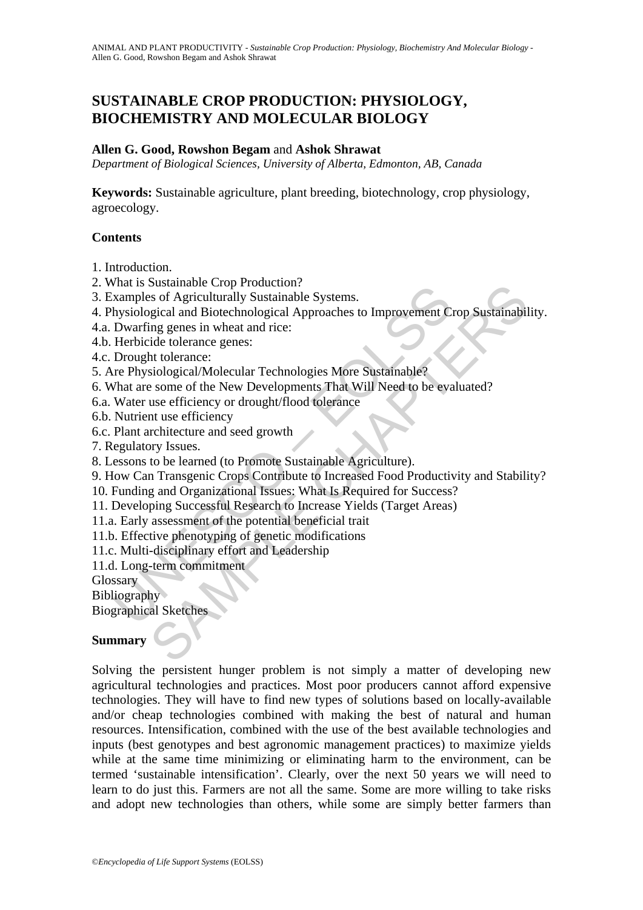# SUSTAINABLE CROP PRODUCTION: PHYSIOLOGY, BIOCHEMISTRY AND MOLECULAR BIOLOGY

**Allen G. Good, Rowshon Begam** and **Ashok Shrawat**

*Department of Biological Sciences, University of Alberta, Edmonton, AB, Canada*

**Keywords:** Sustainable agriculture, plant breeding, biotechnology, crop physiology, agroecology.

## Contents

1. Introduction.
2. What is Sustainable Crop Production?
3. Examples of Agriculturally Sustainable Systems.
4. Physiological and Biotechnological Approaches to Improvement Crop Sustainability.
4.a. Dwarfing genes in wheat and rice:
4.b. Herbicide tolerance genes:
4.c. Drought tolerance:
5. Are Physiological/Molecular Technologies More Sustainable?
6. What are some of the New Developments That Will Need to be evaluated?
6.a. Water use efficiency or drought/flood tolerance
6.b. Nutrient use efficiency
6.c. Plant architecture and seed growth
7. Regulatory Issues.
8. Lessons to be learned (to Promote Sustainable Agriculture).
9. How Can Transgenic Crops Contribute to Increased Food Productivity and Stability?
10. Funding and Organizational Issues: What Is Required for Success?
11. Developing Successful Research to Increase Yields (Target Areas)
11.a. Early assessment of the potential beneficial trait
11.b. Effective phenotyping of genetic modifications
11.c. Multi-disciplinary effort and Leadership
11.d. Long-term commitment

Glossary
Bibliography
Biographical Sketches

## Summary

Solving the persistent hunger problem is not simply a matter of developing new agricultural technologies and practices. Most poor producers cannot afford expensive technologies. They will have to find new types of solutions based on locally-available and/or cheap technologies combined with making the best of natural and human resources. Intensification, combined with the use of the best available technologies and inputs (best genotypes and best agronomic management practices) to maximize yields while at the same time minimizing or eliminating harm to the environment, can be termed 'sustainable intensification'. Clearly, over the next 50 years we will need to learn to do just this. Farmers are not all the same. Some are more willing to take risks and adopt new technologies than others, while some are simply better farmers than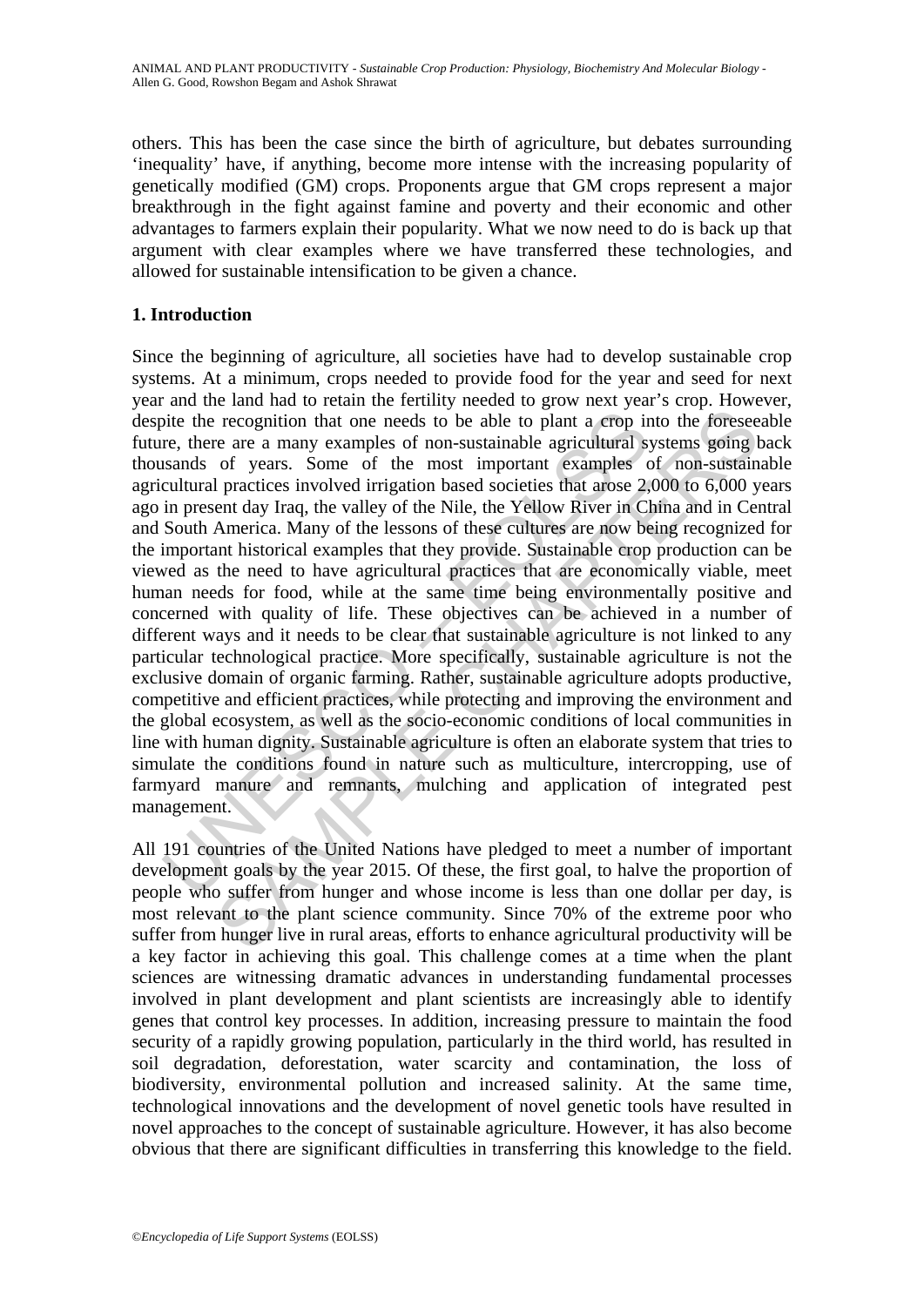others. This has been the case since the birth of agriculture, but debates surrounding 'inequality' have, if anything, become more intense with the increasing popularity of genetically modified (GM) crops. Proponents argue that GM crops represent a major breakthrough in the fight against famine and poverty and their economic and other advantages to farmers explain their popularity. What we now need to do is back up that argument with clear examples where we have transferred these technologies, and allowed for sustainable intensification to be given a chance.

## 1. Introduction

Since the beginning of agriculture, all societies have had to develop sustainable crop systems. At a minimum, crops needed to provide food for the year and seed for next year and the land had to retain the fertility needed to grow next year's crop. However, despite the recognition that one needs to be able to plant a crop into the foreseeable future, there are a many examples of non-sustainable agricultural systems going back thousands of years. Some of the most important examples of non-sustainable agricultural practices involved irrigation based societies that arose 2,000 to 6,000 years ago in present day Iraq, the valley of the Nile, the Yellow River in China and in Central and South America. Many of the lessons of these cultures are now being recognized for the important historical examples that they provide. Sustainable crop production can be viewed as the need to have agricultural practices that are economically viable, meet human needs for food, while at the same time being environmentally positive and concerned with quality of life. These objectives can be achieved in a number of different ways and it needs to be clear that sustainable agriculture is not linked to any particular technological practice. More specifically, sustainable agriculture is not the exclusive domain of organic farming. Rather, sustainable agriculture adopts productive, competitive and efficient practices, while protecting and improving the environment and the global ecosystem, as well as the socio-economic conditions of local communities in line with human dignity. Sustainable agriculture is often an elaborate system that tries to simulate the conditions found in nature such as multiculture, intercropping, use of farmyard manure and remnants, mulching and application of integrated pest management.

All 191 countries of the United Nations have pledged to meet a number of important development goals by the year 2015. Of these, the first goal, to halve the proportion of people who suffer from hunger and whose income is less than one dollar per day, is most relevant to the plant science community. Since 70% of the extreme poor who suffer from hunger live in rural areas, efforts to enhance agricultural productivity will be a key factor in achieving this goal. This challenge comes at a time when the plant sciences are witnessing dramatic advances in understanding fundamental processes involved in plant development and plant scientists are increasingly able to identify genes that control key processes. In addition, increasing pressure to maintain the food security of a rapidly growing population, particularly in the third world, has resulted in soil degradation, deforestation, water scarcity and contamination, the loss of biodiversity, environmental pollution and increased salinity. At the same time, technological innovations and the development of novel genetic tools have resulted in novel approaches to the concept of sustainable agriculture. However, it has also become obvious that there are significant difficulties in transferring this knowledge to the field.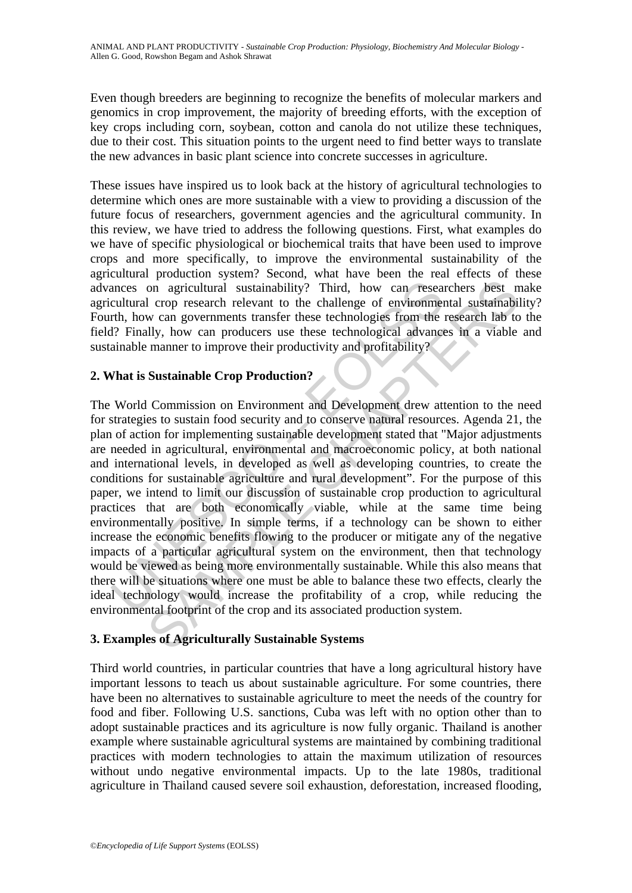Even though breeders are beginning to recognize the benefits of molecular markers and genomics in crop improvement, the majority of breeding efforts, with the exception of key crops including corn, soybean, cotton and canola do not utilize these techniques, due to their cost. This situation points to the urgent need to find better ways to translate the new advances in basic plant science into concrete successes in agriculture.

These issues have inspired us to look back at the history of agricultural technologies to determine which ones are more sustainable with a view to providing a discussion of the future focus of researchers, government agencies and the agricultural community. In this review, we have tried to address the following questions. First, what examples do we have of specific physiological or biochemical traits that have been used to improve crops and more specifically, to improve the environmental sustainability of the agricultural production system? Second, what have been the real effects of these advances on agricultural sustainability? Third, how can researchers best make agricultural crop research relevant to the challenge of environmental sustainability? Fourth, how can governments transfer these technologies from the research lab to the field? Finally, how can producers use these technological advances in a viable and sustainable manner to improve their productivity and profitability?

## 2. What is Sustainable Crop Production?

The World Commission on Environment and Development drew attention to the need for strategies to sustain food security and to conserve natural resources. Agenda 21, the plan of action for implementing sustainable development stated that "Major adjustments are needed in agricultural, environmental and macroeconomic policy, at both national and international levels, in developed as well as developing countries, to create the conditions for sustainable agriculture and rural development". For the purpose of this paper, we intend to limit our discussion of sustainable crop production to agricultural practices that are both economically viable, while at the same time being environmentally positive. In simple terms, if a technology can be shown to either increase the economic benefits flowing to the producer or mitigate any of the negative impacts of a particular agricultural system on the environment, then that technology would be viewed as being more environmentally sustainable. While this also means that there will be situations where one must be able to balance these two effects, clearly the ideal technology would increase the profitability of a crop, while reducing the environmental footprint of the crop and its associated production system.

## 3. Examples of Agriculturally Sustainable Systems

Third world countries, in particular countries that have a long agricultural history have important lessons to teach us about sustainable agriculture. For some countries, there have been no alternatives to sustainable agriculture to meet the needs of the country for food and fiber. Following U.S. sanctions, Cuba was left with no option other than to adopt sustainable practices and its agriculture is now fully organic. Thailand is another example where sustainable agricultural systems are maintained by combining traditional practices with modern technologies to attain the maximum utilization of resources without undo negative environmental impacts. Up to the late 1980s, traditional agriculture in Thailand caused severe soil exhaustion, deforestation, increased flooding,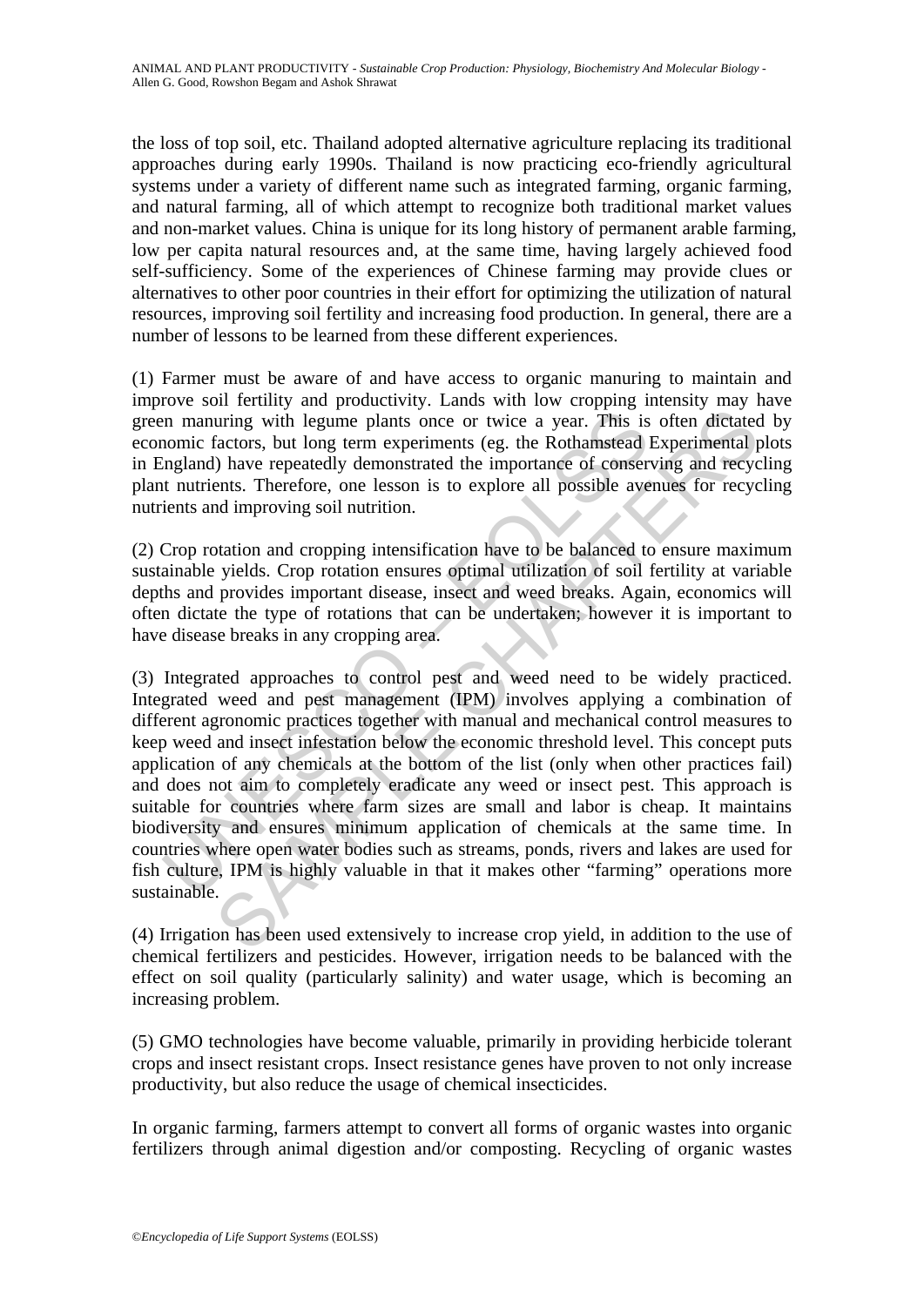the loss of top soil, etc. Thailand adopted alternative agriculture replacing its traditional approaches during early 1990s. Thailand is now practicing eco-friendly agricultural systems under a variety of different name such as integrated farming, organic farming, and natural farming, all of which attempt to recognize both traditional market values and non-market values. China is unique for its long history of permanent arable farming, low per capita natural resources and, at the same time, having largely achieved food self-sufficiency. Some of the experiences of Chinese farming may provide clues or alternatives to other poor countries in their effort for optimizing the utilization of natural resources, improving soil fertility and increasing food production. In general, there are a number of lessons to be learned from these different experiences.

(1) Farmer must be aware of and have access to organic manuring to maintain and improve soil fertility and productivity. Lands with low cropping intensity may have green manuring with legume plants once or twice a year. This is often dictated by economic factors, but long term experiments (eg. the Rothamstead Experimental plots in England) have repeatedly demonstrated the importance of conserving and recycling plant nutrients. Therefore, one lesson is to explore all possible avenues for recycling nutrients and improving soil nutrition.

(2) Crop rotation and cropping intensification have to be balanced to ensure maximum sustainable yields. Crop rotation ensures optimal utilization of soil fertility at variable depths and provides important disease, insect and weed breaks. Again, economics will often dictate the type of rotations that can be undertaken; however it is important to have disease breaks in any cropping area.

(3) Integrated approaches to control pest and weed need to be widely practiced. Integrated weed and pest management (IPM) involves applying a combination of different agronomic practices together with manual and mechanical control measures to keep weed and insect infestation below the economic threshold level. This concept puts application of any chemicals at the bottom of the list (only when other practices fail) and does not aim to completely eradicate any weed or insect pest. This approach is suitable for countries where farm sizes are small and labor is cheap. It maintains biodiversity and ensures minimum application of chemicals at the same time. In countries where open water bodies such as streams, ponds, rivers and lakes are used for fish culture, IPM is highly valuable in that it makes other "farming" operations more sustainable.

(4) Irrigation has been used extensively to increase crop yield, in addition to the use of chemical fertilizers and pesticides. However, irrigation needs to be balanced with the effect on soil quality (particularly salinity) and water usage, which is becoming an increasing problem.

(5) GMO technologies have become valuable, primarily in providing herbicide tolerant crops and insect resistant crops. Insect resistance genes have proven to not only increase productivity, but also reduce the usage of chemical insecticides.

In organic farming, farmers attempt to convert all forms of organic wastes into organic fertilizers through animal digestion and/or composting. Recycling of organic wastes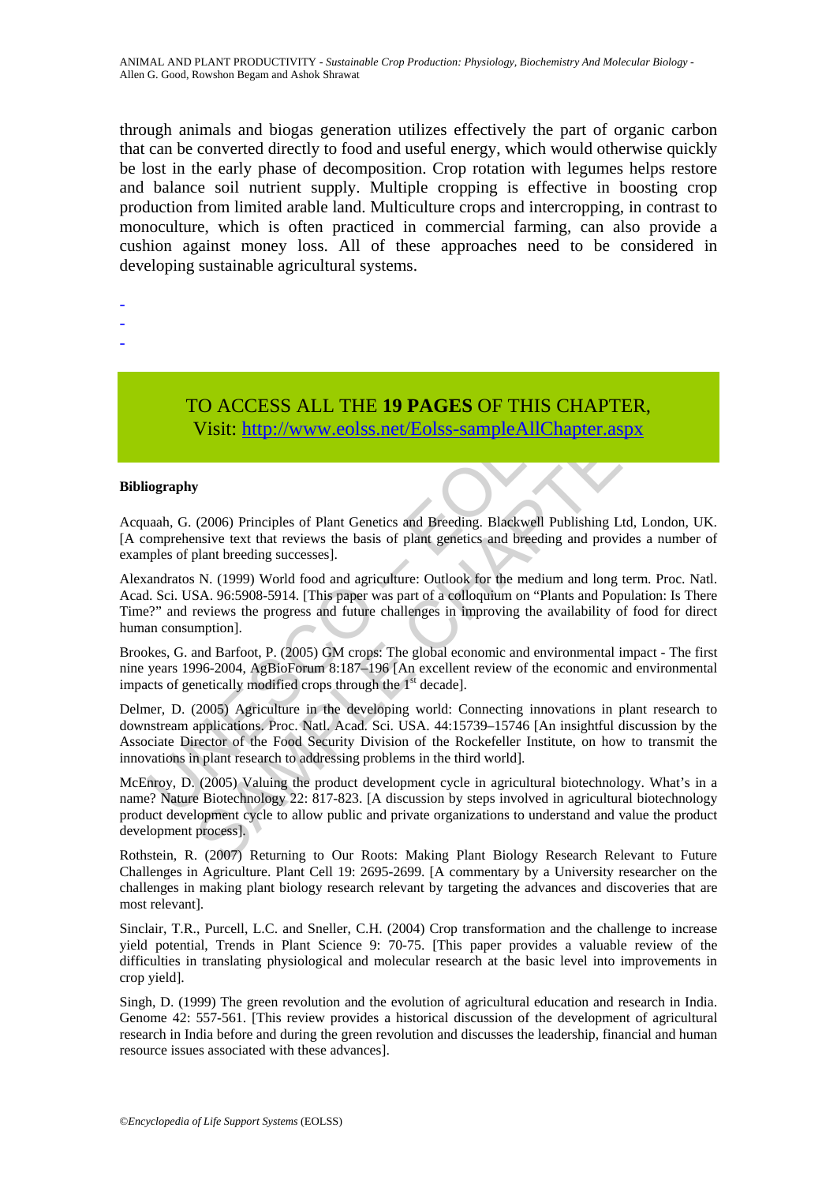through animals and biogas generation utilizes effectively the part of organic carbon that can be converted directly to food and useful energy, which would otherwise quickly be lost in the early phase of decomposition. Crop rotation with legumes helps restore and balance soil nutrient supply. Multiple cropping is effective in boosting crop production from limited arable land. Multiculture crops and intercropping, in contrast to monoculture, which is often practiced in commercial farming, can also provide a cushion against money loss. All of these approaches need to be considered in developing sustainable agricultural systems.

-
-
-

TO ACCESS ALL THE **19 PAGES** OF THIS CHAPTER,
Visit: http://www.eolss.net/Eolss-sampleAllChapter.aspx

**Bibliography**

Acquaah, G. (2006) Principles of Plant Genetics and Breeding. Blackwell Publishing Ltd, London, UK. [A comprehensive text that reviews the basis of plant genetics and breeding and provides a number of examples of plant breeding successes].

Alexandratos N. (1999) World food and agriculture: Outlook for the medium and long term. Proc. Natl. Acad. Sci. USA. 96:5908-5914. [This paper was part of a colloquium on "Plants and Population: Is There Time?" and reviews the progress and future challenges in improving the availability of food for direct human consumption].

Brookes, G. and Barfoot, P. (2005) GM crops: The global economic and environmental impact - The first nine years 1996-2004, AgBioForum 8:187–196 [An excellent review of the economic and environmental impacts of genetically modified crops through the 1st decade].

Delmer, D. (2005) Agriculture in the developing world: Connecting innovations in plant research to downstream applications. Proc. Natl. Acad. Sci. USA. 44:15739–15746 [An insightful discussion by the Associate Director of the Food Security Division of the Rockefeller Institute, on how to transmit the innovations in plant research to addressing problems in the third world].

McEnroy, D. (2005) Valuing the product development cycle in agricultural biotechnology. What's in a name? Nature Biotechnology 22: 817-823. [A discussion by steps involved in agricultural biotechnology product development cycle to allow public and private organizations to understand and value the product development process].

Rothstein, R. (2007) Returning to Our Roots: Making Plant Biology Research Relevant to Future Challenges in Agriculture. Plant Cell 19: 2695-2699. [A commentary by a University researcher on the challenges in making plant biology research relevant by targeting the advances and discoveries that are most relevant].

Sinclair, T.R., Purcell, L.C. and Sneller, C.H. (2004) Crop transformation and the challenge to increase yield potential, Trends in Plant Science 9: 70-75. [This paper provides a valuable review of the difficulties in translating physiological and molecular research at the basic level into improvements in crop yield].

Singh, D. (1999) The green revolution and the evolution of agricultural education and research in India. Genome 42: 557-561. [This review provides a historical discussion of the development of agricultural research in India before and during the green revolution and discusses the leadership, financial and human resource issues associated with these advances].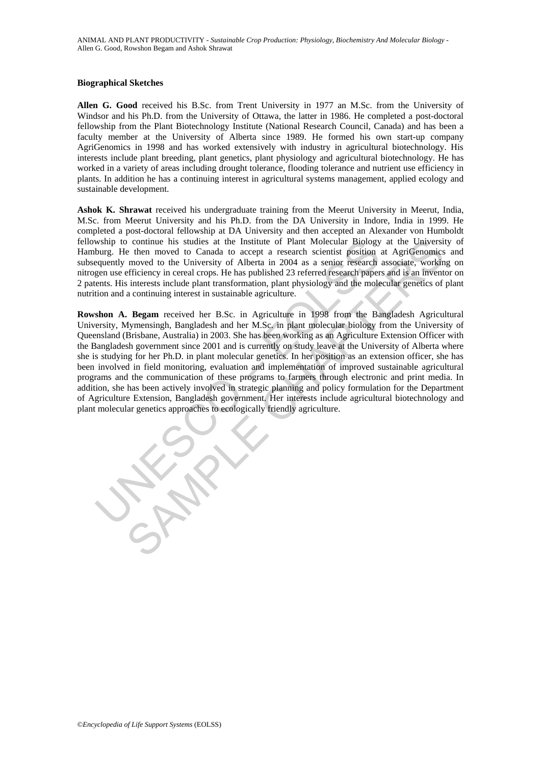**Biographical Sketches**

**Allen G. Good** received his B.Sc. from Trent University in 1977 an M.Sc. from the University of Windsor and his Ph.D. from the University of Ottawa, the latter in 1986. He completed a post-doctoral fellowship from the Plant Biotechnology Institute (National Research Council, Canada) and has been a faculty member at the University of Alberta since 1989. He formed his own start-up company AgriGenomics in 1998 and has worked extensively with industry in agricultural biotechnology. His interests include plant breeding, plant genetics, plant physiology and agricultural biotechnology. He has worked in a variety of areas including drought tolerance, flooding tolerance and nutrient use efficiency in plants. In addition he has a continuing interest in agricultural systems management, applied ecology and sustainable development.

**Ashok K. Shrawat** received his undergraduate training from the Meerut University in Meerut, India, M.Sc. from Meerut University and his Ph.D. from the DA University in Indore, India in 1999. He completed a post-doctoral fellowship at DA University and then accepted an Alexander von Humboldt fellowship to continue his studies at the Institute of Plant Molecular Biology at the University of Hamburg. He then moved to Canada to accept a research scientist position at AgriGenomics and subsequently moved to the University of Alberta in 2004 as a senior research associate, working on nitrogen use efficiency in cereal crops. He has published 23 referred research papers and is an inventor on 2 patents. His interests include plant transformation, plant physiology and the molecular genetics of plant nutrition and a continuing interest in sustainable agriculture.

**Rowshon A. Begam** received her B.Sc. in Agriculture in 1998 from the Bangladesh Agricultural University, Mymensingh, Bangladesh and her M.Sc. in plant molecular biology from the University of Queensland (Brisbane, Australia) in 2003. She has been working as an Agriculture Extension Officer with the Bangladesh government since 2001 and is currently on study leave at the University of Alberta where she is studying for her Ph.D. in plant molecular genetics. In her position as an extension officer, she has been involved in field monitoring, evaluation and implementation of improved sustainable agricultural programs and the communication of these programs to farmers through electronic and print media. In addition, she has been actively involved in strategic planning and policy formulation for the Department of Agriculture Extension, Bangladesh government. Her interests include agricultural biotechnology and plant molecular genetics approaches to ecologically friendly agriculture.